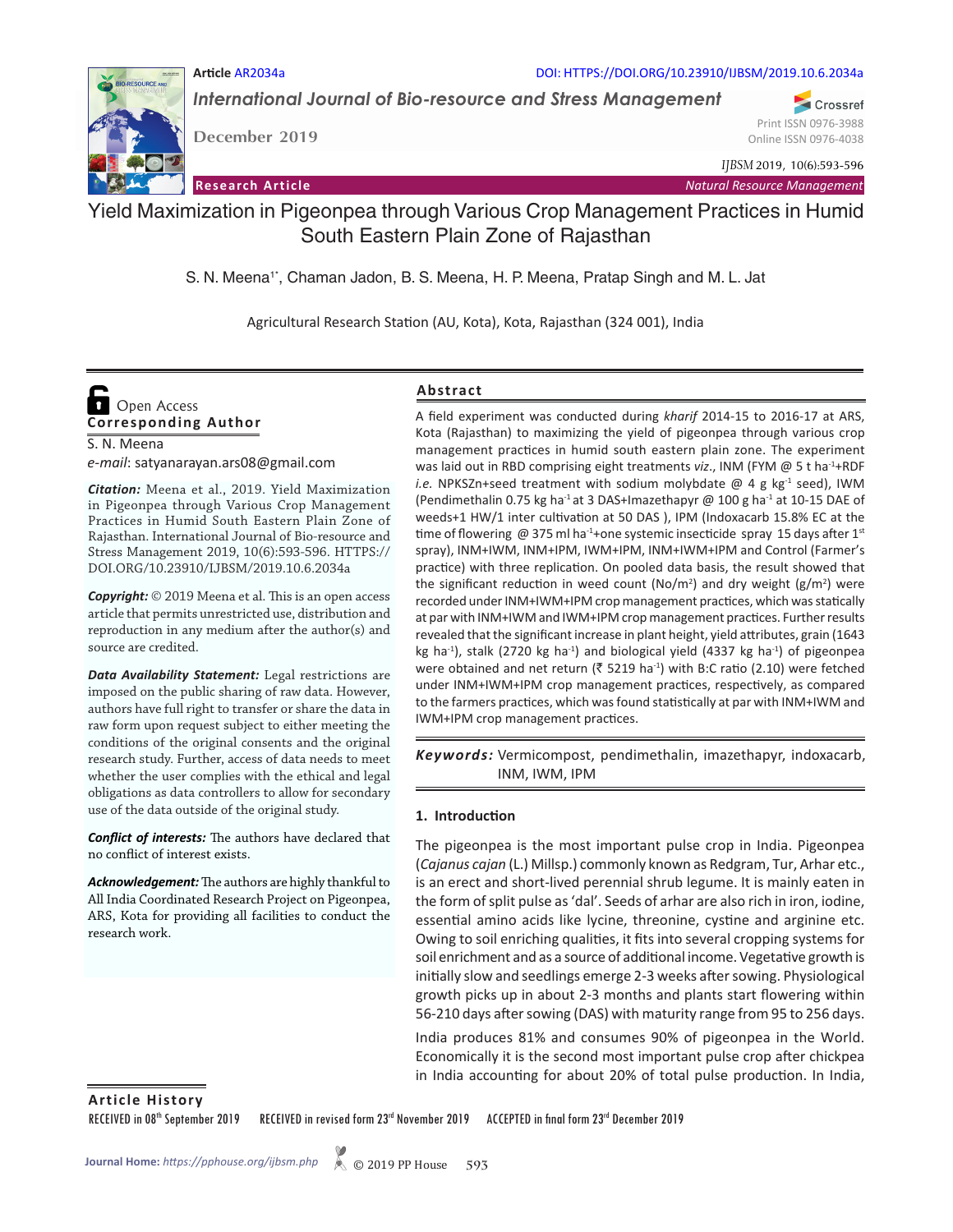Article AR2034a

DOI: HTTPS://DOI.ORG/10.23910/IJBSM/2019.10.6.2034a

*International Journal of Bio-resource and Stress Management*

December 2019

Print ISSN 0976-3988
Online ISSN 0976-4038

**Research Article** — *Natural Resource Management*

# Yield Maximization in Pigeonpea through Various Crop Management Practices in Humid South Eastern Plain Zone of Rajasthan

S. N. Meena[1*], Chaman Jadon, B. S. Meena, H. P. Meena, Pratap Singh and M. L. Jat

Agricultural Research Station (AU, Kota), Kota, Rajasthan (324 001), India

Open Access

**Corresponding Author**

S. N. Meena

*e-mail*: satyanarayan.ars08@gmail.com

***Citation:*** Meena et al., 2019. Yield Maximization in Pigeonpea through Various Crop Management Practices in Humid South Eastern Plain Zone of Rajasthan. International Journal of Bio-resource and Stress Management 2019, 10(6):593-596. HTTPS://DOI.ORG/10.23910/IJBSM/2019.10.6.2034a

***Copyright:*** © 2019 Meena et al. This is an open access article that permits unrestricted use, distribution and reproduction in any medium after the author(s) and source are credited.

***Data Availability Statement:*** Legal restrictions are imposed on the public sharing of raw data. However, authors have full right to transfer or share the data in raw form upon request subject to either meeting the conditions of the original consents and the original research study. Further, access of data needs to meet whether the user complies with the ethical and legal obligations as data controllers to allow for secondary use of the data outside of the original study.

***Conflict of interests:*** The authors have declared that no conflict of interest exists.

***Acknowledgement:*** The authors are highly thankful to All India Coordinated Research Project on Pigeonpea, ARS, Kota for providing all facilities to conduct the research work.

## Abstract

A field experiment was conducted during *kharif* 2014-15 to 2016-17 at ARS, Kota (Rajasthan) to maximizing the yield of pigeonpea through various crop management practices in humid south eastern plain zone. The experiment was laid out in RBD comprising eight treatments *viz*., INM (FYM @ 5 t ha$^{-1}$+RDF *i.e.* NPKSZn+seed treatment with sodium molybdate @ 4 g kg$^{-1}$ seed), IWM (Pendimethalin 0.75 kg ha$^{-1}$ at 3 DAS+Imazethapyr @ 100 g ha$^{-1}$ at 10-15 DAE of weeds+1 HW/1 inter cultivation at 50 DAS ), IPM (Indoxacarb 15.8% EC at the time of flowering @ 375 ml ha$^{-1}$+one systemic insecticide spray 15 days after 1$^{st}$ spray), INM+IWM, INM+IPM, IWM+IPM, INM+IWM+IPM and Control (Farmer's practice) with three replication. On pooled data basis, the result showed that the significant reduction in weed count (No/m$^2$) and dry weight (g/m$^2$) were recorded under INM+IWM+IPM crop management practices, which was statically at par with INM+IWM and IWM+IPM crop management practices. Further results revealed that the significant increase in plant height, yield attributes, grain (1643 kg ha$^{-1}$), stalk (2720 kg ha$^{-1}$) and biological yield (4337 kg ha$^{-1}$) of pigeonpea were obtained and net return (₹ 5219 ha$^{-1}$) with B:C ratio (2.10) were fetched under INM+IWM+IPM crop management practices, respectively, as compared to the farmers practices, which was found statistically at par with INM+IWM and IWM+IPM crop management practices.

***Keywords:*** Vermicompost, pendimethalin, imazethapyr, indoxacarb, INM, IWM, IPM

## 1. Introduction

The pigeonpea is the most important pulse crop in India. Pigeonpea (*Cajanus cajan* (L.) Millsp.) commonly known as Redgram, Tur, Arhar etc., is an erect and short-lived perennial shrub legume. It is mainly eaten in the form of split pulse as 'dal'. Seeds of arhar are also rich in iron, iodine, essential amino acids like lycine, threonine, cystine and arginine etc. Owing to soil enriching qualities, it fits into several cropping systems for soil enrichment and as a source of additional income. Vegetative growth is initially slow and seedlings emerge 2-3 weeks after sowing. Physiological growth picks up in about 2-3 months and plants start flowering within 56-210 days after sowing (DAS) with maturity range from 95 to 256 days.

India produces 81% and consumes 90% of pigeonpea in the World. Economically it is the second most important pulse crop after chickpea in India accounting for about 20% of total pulse production. In India,

**Article History**

RECEIVED in 08$^{th}$ September 2019 RECEIVED in revised form 23$^{rd}$ November 2019 ACCEPTED in final form 23$^{rd}$ December 2019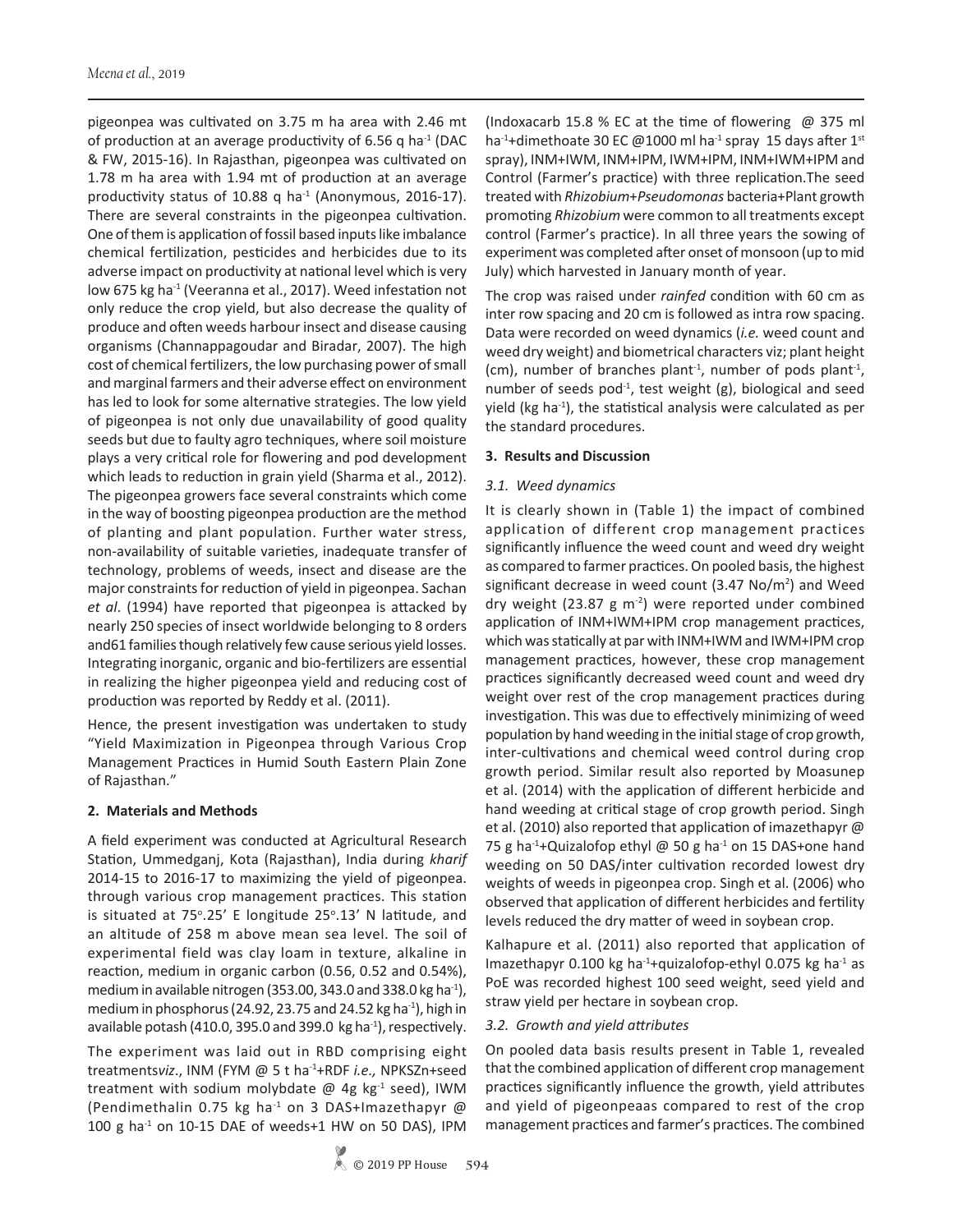pigeonpea was cultivated on 3.75 m ha area with 2.46 mt of production at an average productivity of 6.56 q ha$^{-1}$ (DAC & FW, 2015-16). In Rajasthan, pigeonpea was cultivated on 1.78 m ha area with 1.94 mt of production at an average productivity status of 10.88 q ha$^{-1}$ (Anonymous, 2016-17). There are several constraints in the pigeonpea cultivation. One of them is application of fossil based inputs like imbalance chemical fertilization, pesticides and herbicides due to its adverse impact on productivity at national level which is very low 675 kg ha$^{-1}$ (Veeranna et al., 2017). Weed infestation not only reduce the crop yield, but also decrease the quality of produce and often weeds harbour insect and disease causing organisms (Channappagoudar and Biradar, 2007). The high cost of chemical fertilizers, the low purchasing power of small and marginal farmers and their adverse effect on environment has led to look for some alternative strategies. The low yield of pigeonpea is not only due unavailability of good quality seeds but due to faulty agro techniques, where soil moisture plays a very critical role for flowering and pod development which leads to reduction in grain yield (Sharma et al., 2012). The pigeonpea growers face several constraints which come in the way of boosting pigeonpea production are the method of planting and plant population. Further water stress, non-availability of suitable varieties, inadequate transfer of technology, problems of weeds, insect and disease are the major constraints for reduction of yield in pigeonpea. Sachan *et al*. (1994) have reported that pigeonpea is attacked by nearly 250 species of insect worldwide belonging to 8 orders and61 families though relatively few cause serious yield losses. Integrating inorganic, organic and bio-fertilizers are essential in realizing the higher pigeonpea yield and reducing cost of production was reported by Reddy et al. (2011).

Hence, the present investigation was undertaken to study "Yield Maximization in Pigeonpea through Various Crop Management Practices in Humid South Eastern Plain Zone of Rajasthan."

## 2. Materials and Methods

A field experiment was conducted at Agricultural Research Station, Ummedganj, Kota (Rajasthan), India during *kharif* 2014-15 to 2016-17 to maximizing the yield of pigeonpea. through various crop management practices. This station is situated at 75°.25' E longitude 25°.13' N latitude, and an altitude of 258 m above mean sea level. The soil of experimental field was clay loam in texture, alkaline in reaction, medium in organic carbon (0.56, 0.52 and 0.54%), medium in available nitrogen (353.00, 343.0 and 338.0 kg ha$^{-1}$), medium in phosphorus (24.92, 23.75 and 24.52 kg ha$^{-1}$), high in available potash (410.0, 395.0 and 399.0 kg ha$^{-1}$), respectively.

The experiment was laid out in RBD comprising eight treatments*viz*., INM (FYM @ 5 t ha$^{-1}$+RDF *i.e.,* NPKSZn+seed treatment with sodium molybdate @ 4g kg$^{-1}$ seed), IWM (Pendimethalin 0.75 kg ha$^{-1}$ on 3 DAS+Imazethapyr @ 100 g ha$^{-1}$ on 10-15 DAE of weeds+1 HW on 50 DAS), IPM (Indoxacarb 15.8 % EC at the time of flowering @ 375 ml ha$^{-1}$+dimethoate 30 EC @1000 ml ha$^{-1}$ spray 15 days after 1$^{st}$ spray), INM+IWM, INM+IPM, IWM+IPM, INM+IWM+IPM and Control (Farmer's practice) with three replication.The seed treated with *Rhizobium*+*Pseudomonas* bacteria+Plant growth promoting *Rhizobium* were common to all treatments except control (Farmer's practice). In all three years the sowing of experiment was completed after onset of monsoon (up to mid July) which harvested in January month of year.

The crop was raised under *rainfed* condition with 60 cm as inter row spacing and 20 cm is followed as intra row spacing. Data were recorded on weed dynamics (*i.e.* weed count and weed dry weight) and biometrical characters viz; plant height (cm), number of branches plant$^{-1}$, number of pods plant$^{-1}$, number of seeds pod$^{-1}$, test weight (g), biological and seed yield (kg ha$^{-1}$), the statistical analysis were calculated as per the standard procedures.

## 3. Results and Discussion

### *3.1. Weed dynamics*

It is clearly shown in (Table 1) the impact of combined application of different crop management practices significantly influence the weed count and weed dry weight as compared to farmer practices. On pooled basis, the highest significant decrease in weed count (3.47 No/m$^2$) and Weed dry weight (23.87 g m$^{-2}$) were reported under combined application of INM+IWM+IPM crop management practices, which was statically at par with INM+IWM and IWM+IPM crop management practices, however, these crop management practices significantly decreased weed count and weed dry weight over rest of the crop management practices during investigation. This was due to effectively minimizing of weed population by hand weeding in the initial stage of crop growth, inter-cultivations and chemical weed control during crop growth period. Similar result also reported by Moasunep et al. (2014) with the application of different herbicide and hand weeding at critical stage of crop growth period. Singh et al. (2010) also reported that application of imazethapyr @ 75 g ha$^{-1}$+Quizalofop ethyl @ 50 g ha$^{-1}$ on 15 DAS+one hand weeding on 50 DAS/inter cultivation recorded lowest dry weights of weeds in pigeonpea crop. Singh et al. (2006) who observed that application of different herbicides and fertility levels reduced the dry matter of weed in soybean crop.

Kalhapure et al. (2011) also reported that application of Imazethapyr 0.100 kg ha$^{-1}$+quizalofop-ethyl 0.075 kg ha$^{-1}$ as PoE was recorded highest 100 seed weight, seed yield and straw yield per hectare in soybean crop.

### *3.2. Growth and yield attributes*

On pooled data basis results present in Table 1, revealed that the combined application of different crop management practices significantly influence the growth, yield attributes and yield of pigeonpeaas compared to rest of the crop management practices and farmer's practices. The combined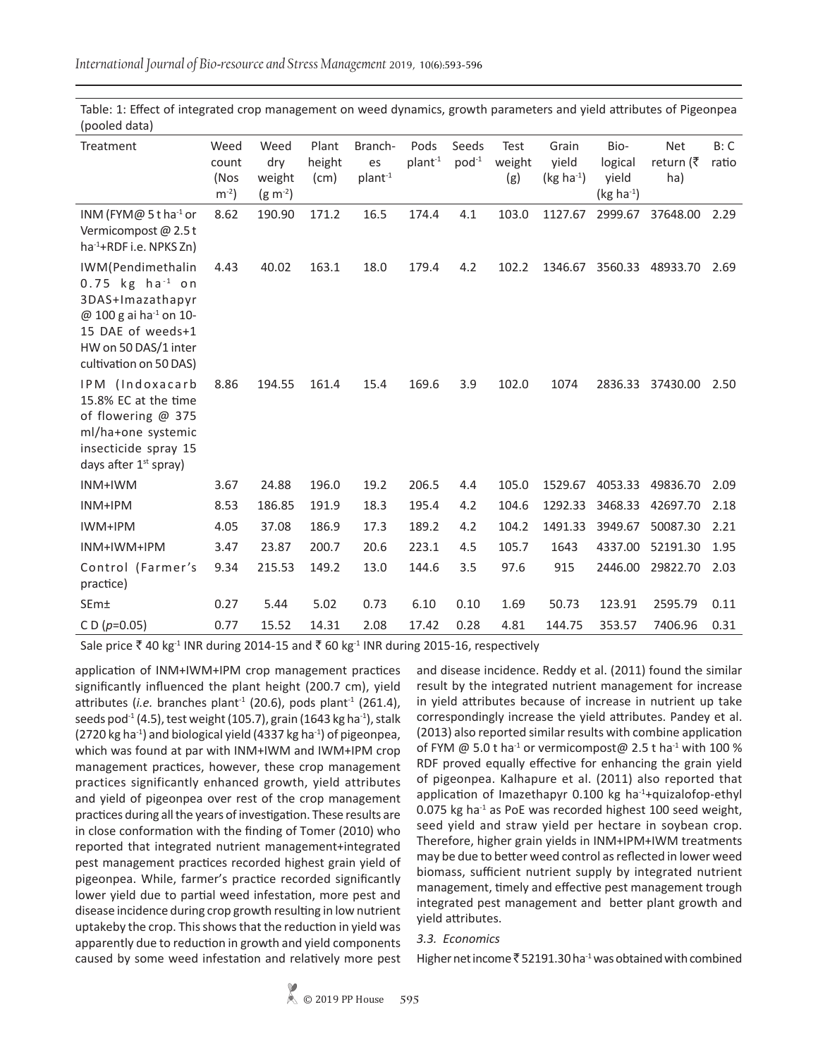Table: 1: Effect of integrated crop management on weed dynamics, growth parameters and yield attributes of Pigeonpea (pooled data)

| Treatment | Weed count (Nos $m^{-2}$) | Weed dry weight ($g\ m^{-2}$) | Plant height (cm) | Branches $plant^{-1}$ | Pods $plant^{-1}$ | Seeds $pod^{-1}$ | Test weight (g) | Grain yield ($kg\ ha^{-1}$) | Biological yield ($kg\ ha^{-1}$) | Net return (₹ ha) | B: C ratio |
|---|---|---|---|---|---|---|---|---|---|---|---|
| INM (FYM@ 5 t $ha^{-1}$ or Vermicompost @ 2.5 t $ha^{-1}$+RDF i.e. NPKS Zn) | 8.62 | 190.90 | 171.2 | 16.5 | 174.4 | 4.1 | 103.0 | 1127.67 | 2999.67 | 37648.00 | 2.29 |
| IWM(Pendimethalin 0.75 kg $ha^{-1}$ on 3DAS+Imazathapyr @ 100 g ai $ha^{-1}$ on 10-15 DAE of weeds+1 HW on 50 DAS/1 inter cultivation on 50 DAS) | 4.43 | 40.02 | 163.1 | 18.0 | 179.4 | 4.2 | 102.2 | 1346.67 | 3560.33 | 48933.70 | 2.69 |
| IPM (Indoxacarb 15.8% EC at the time of flowering @ 375 ml/ha+one systemic insecticide spray 15 days after 1st spray) | 8.86 | 194.55 | 161.4 | 15.4 | 169.6 | 3.9 | 102.0 | 1074 | 2836.33 | 37430.00 | 2.50 |
| INM+IWM | 3.67 | 24.88 | 196.0 | 19.2 | 206.5 | 4.4 | 105.0 | 1529.67 | 4053.33 | 49836.70 | 2.09 |
| INM+IPM | 8.53 | 186.85 | 191.9 | 18.3 | 195.4 | 4.2 | 104.6 | 1292.33 | 3468.33 | 42697.70 | 2.18 |
| IWM+IPM | 4.05 | 37.08 | 186.9 | 17.3 | 189.2 | 4.2 | 104.2 | 1491.33 | 3949.67 | 50087.30 | 2.21 |
| INM+IWM+IPM | 3.47 | 23.87 | 200.7 | 20.6 | 223.1 | 4.5 | 105.7 | 1643 | 4337.00 | 52191.30 | 1.95 |
| Control (Farmer's practice) | 9.34 | 215.53 | 149.2 | 13.0 | 144.6 | 3.5 | 97.6 | 915 | 2446.00 | 29822.70 | 2.03 |
| SEm± | 0.27 | 5.44 | 5.02 | 0.73 | 6.10 | 0.10 | 1.69 | 50.73 | 123.91 | 2595.79 | 0.11 |
| C D ($p$=0.05) | 0.77 | 15.52 | 14.31 | 2.08 | 17.42 | 0.28 | 4.81 | 144.75 | 353.57 | 7406.96 | 0.31 |

Sale price ₹ 40 $kg^{-1}$ INR during 2014-15 and ₹ 60 $kg^{-1}$ INR during 2015-16, respectively

application of INM+IWM+IPM crop management practices significantly influenced the plant height (200.7 cm), yield attributes (*i.e.* branches $plant^{-1}$ (20.6), pods $plant^{-1}$ (261.4), seeds $pod^{-1}$ (4.5), test weight (105.7), grain (1643 kg $ha^{-1}$), stalk (2720 kg $ha^{-1}$) and biological yield (4337 kg $ha^{-1}$) of pigeonpea, which was found at par with INM+IWM and IWM+IPM crop management practices, however, these crop management practices significantly enhanced growth, yield attributes and yield of pigeonpea over rest of the crop management practices during all the years of investigation. These results are in close conformation with the finding of Tomer (2010) who reported that integrated nutrient management+integrated pest management practices recorded highest grain yield of pigeonpea. While, farmer's practice recorded significantly lower yield due to partial weed infestation, more pest and disease incidence during crop growth resulting in low nutrient uptakeby the crop. This shows that the reduction in yield was apparently due to reduction in growth and yield components caused by some weed infestation and relatively more pest and disease incidence. Reddy et al. (2011) found the similar result by the integrated nutrient management for increase in yield attributes because of increase in nutrient up take correspondingly increase the yield attributes. Pandey et al. (2013) also reported similar results with combine application of FYM @ 5.0 t $ha^{-1}$ or vermicompost@ 2.5 t $ha^{-1}$ with 100 % RDF proved equally effective for enhancing the grain yield of pigeonpea. Kalhapure et al. (2011) also reported that application of Imazethapyr 0.100 kg $ha^{-1}$+quizalofop-ethyl 0.075 kg $ha^{-1}$ as PoE was recorded highest 100 seed weight, seed yield and straw yield per hectare in soybean crop. Therefore, higher grain yields in INM+IPM+IWM treatments may be due to better weed control as reflected in lower weed biomass, sufficient nutrient supply by integrated nutrient management, timely and effective pest management trough integrated pest management and better plant growth and yield attributes.

### *3.3. Economics*

Higher net income ₹ 52191.30 $ha^{-1}$ was obtained with combined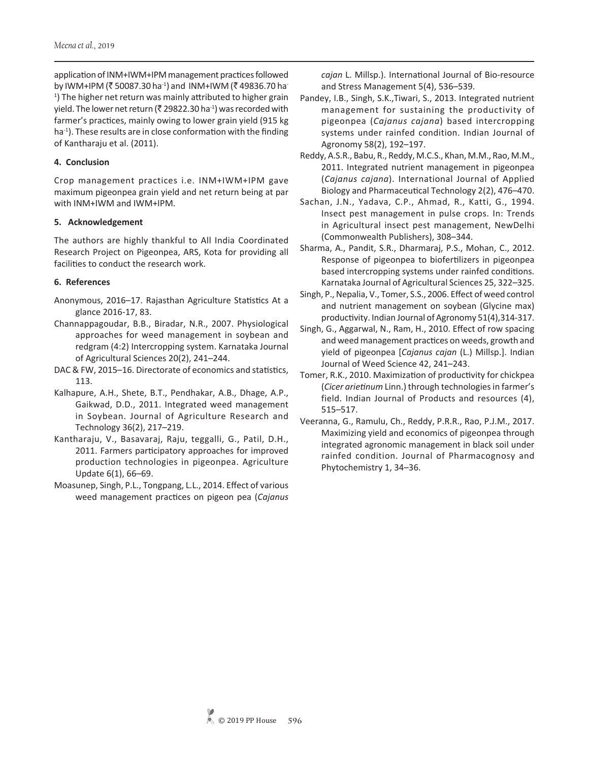application of INM+IWM+IPM management practices followed by IWM+IPM (₹ 50087.30 ha$^{-1}$) and INM+IWM (₹ 49836.70 ha$^{-1}$) The higher net return was mainly attributed to higher grain yield. The lower net return (₹ 29822.30 ha$^{-1}$) was recorded with farmer's practices, mainly owing to lower grain yield (915 kg ha$^{-1}$). These results are in close conformation with the finding of Kantharaju et al. (2011).

## 4. Conclusion

Crop management practices i.e. INM+IWM+IPM gave maximum pigeonpea grain yield and net return being at par with INM+IWM and IWM+IPM.

## 5. Acknowledgement

The authors are highly thankful to All India Coordinated Research Project on Pigeonpea, ARS, Kota for providing all facilities to conduct the research work.

## 6. References

Anonymous, 2016–17. Rajasthan Agriculture Statistics At a glance 2016-17, 83.

Channappagoudar, B.B., Biradar, N.R., 2007. Physiological approaches for weed management in soybean and redgram (4:2) Intercropping system. Karnataka Journal of Agricultural Sciences 20(2), 241–244.

DAC & FW, 2015–16. Directorate of economics and statistics, 113.

Kalhapure, A.H., Shete, B.T., Pendhakar, A.B., Dhage, A.P., Gaikwad, D.D., 2011. Integrated weed management in Soybean. Journal of Agriculture Research and Technology 36(2), 217–219.

Kantharaju, V., Basavaraj, Raju, teggalli, G., Patil, D.H., 2011. Farmers participatory approaches for improved production technologies in pigeonpea. Agriculture Update 6(1), 66–69.

Moasunep, Singh, P.L., Tongpang, L.L., 2014. Effect of various weed management practices on pigeon pea (*Cajanus cajan* L. Millsp.). International Journal of Bio-resource and Stress Management 5(4), 536–539.

Pandey, I.B., Singh, S.K.,Tiwari, S., 2013. Integrated nutrient management for sustaining the productivity of pigeonpea (*Cajanus cajana*) based intercropping systems under rainfed condition. Indian Journal of Agronomy 58(2), 192–197.

Reddy, A.S.R., Babu, R., Reddy, M.C.S., Khan, M.M., Rao, M.M., 2011. Integrated nutrient management in pigeonpea (*Cajanus cajana*). International Journal of Applied Biology and Pharmaceutical Technology 2(2), 476–470.

Sachan, J.N., Yadava, C.P., Ahmad, R., Katti, G., 1994. Insect pest management in pulse crops. In: Trends in Agricultural insect pest management, NewDelhi (Commonwealth Publishers), 308–344.

Sharma, A., Pandit, S.R., Dharmaraj, P.S., Mohan, C., 2012. Response of pigeonpea to biofertilizers in pigeonpea based intercropping systems under rainfed conditions. Karnataka Journal of Agricultural Sciences 25, 322–325.

Singh, P., Nepalia, V., Tomer, S.S., 2006. Effect of weed control and nutrient management on soybean (Glycine max) productivity. Indian Journal of Agronomy 51(4),314-317.

Singh, G., Aggarwal, N., Ram, H., 2010. Effect of row spacing and weed management practices on weeds, growth and yield of pigeonpea [*Cajanus cajan* (L.) Millsp.]. Indian Journal of Weed Science 42, 241–243.

Tomer, R.K., 2010. Maximization of productivity for chickpea (*Cicer arietinum* Linn.) through technologies in farmer's field. Indian Journal of Products and resources (4), 515–517.

Veeranna, G., Ramulu, Ch., Reddy, P.R.R., Rao, P.J.M., 2017. Maximizing yield and economics of pigeonpea through integrated agronomic management in black soil under rainfed condition. Journal of Pharmacognosy and Phytochemistry 1, 34–36.